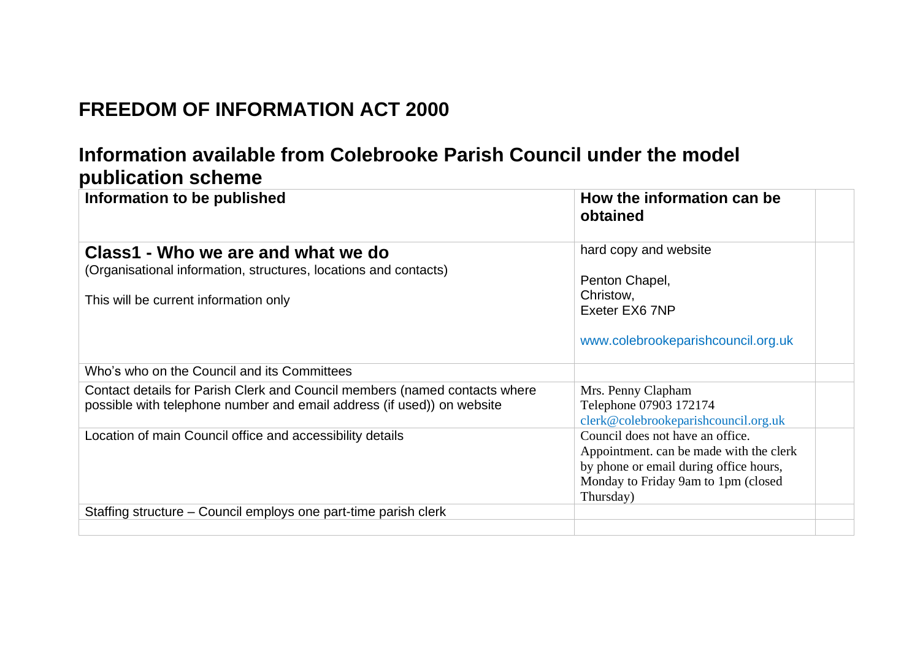# FREEDOM OF INFORMATION ACT 2000

## Information available from Colebrooke Parish Council under the model publication scheme

| Information to be published | How the information can be obtained | |
|---|---|---|
| **Class1 - Who we are and what we do**<br>(Organisational information, structures, locations and contacts)<br><br>This will be current information only | hard copy and website<br><br>Penton Chapel,<br>Christow,<br>Exeter EX6 7NP<br><br>www.colebrookeparishcouncil.org.uk | |
| Who's who on the Council and its Committees | | |
| Contact details for Parish Clerk and Council members (named contacts where possible with telephone number and email address (if used)) on website | Mrs. Penny Clapham<br>Telephone 07903 172174<br>clerk@colebrookeparishcouncil.org.uk | |
| Location of main Council office and accessibility details | Council does not have an office.<br>Appointment. can be made with the clerk by phone or email during office hours, Monday to Friday 9am to 1pm (closed Thursday) | |
| Staffing structure – Council employs one part-time parish clerk | | |
| | | |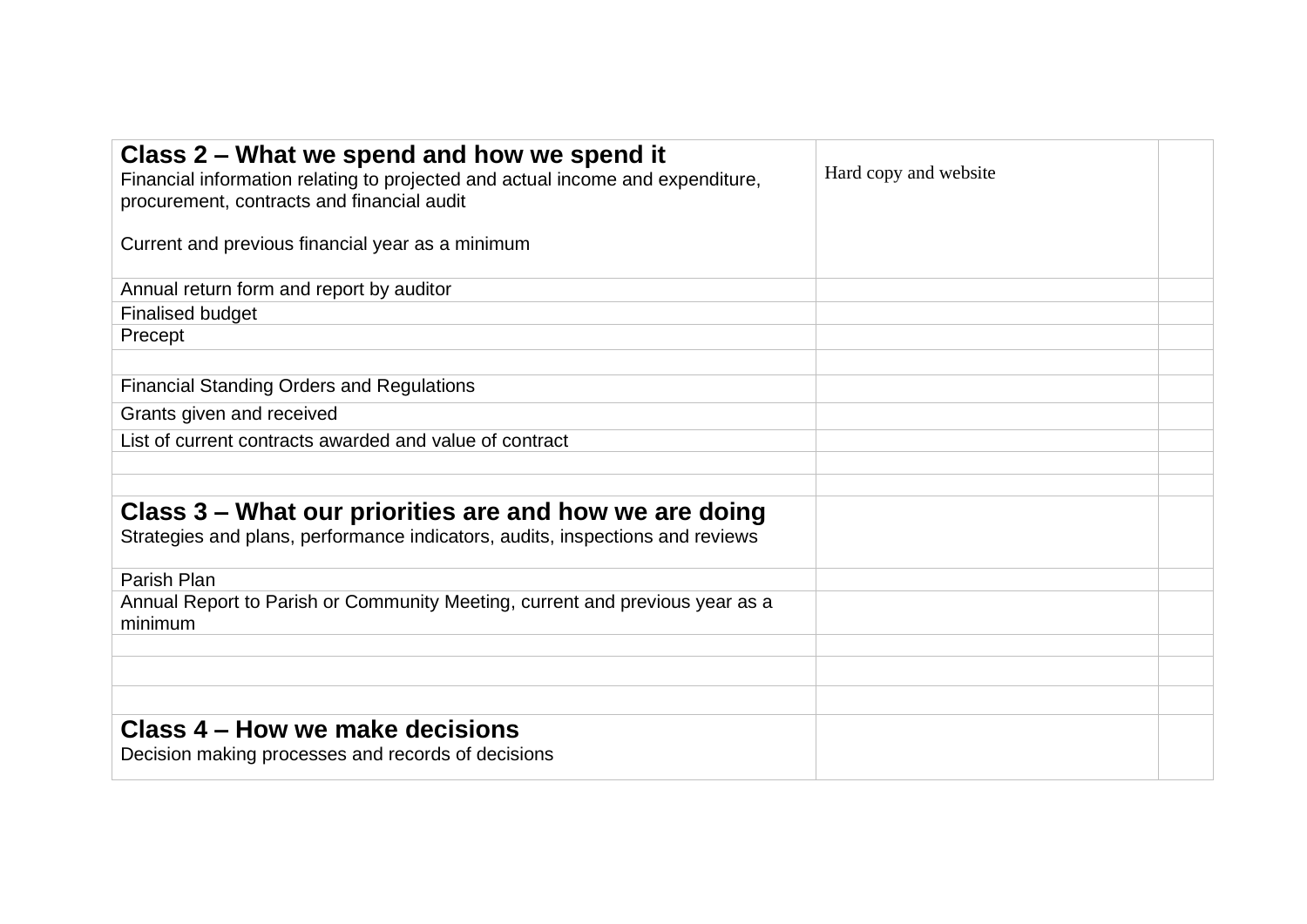| | | |
|---|---|---|
| **Class 2 – What we spend and how we spend it**<br>Financial information relating to projected and actual income and expenditure, procurement, contracts and financial audit<br><br>Current and previous financial year as a minimum | Hard copy and website | |
| Annual return form and report by auditor | | |
| Finalised budget | | |
| Precept | | |
| | | |
| Financial Standing Orders and Regulations | | |
| Grants given and received | | |
| List of current contracts awarded and value of contract | | |
| | | |
| | | |
| **Class 3 – What our priorities are and how we are doing**<br>Strategies and plans, performance indicators, audits, inspections and reviews | | |
| Parish Plan | | |
| Annual Report to Parish or Community Meeting, current and previous year as a minimum | | |
| | | |
| | | |
| | | |
| **Class 4 – How we make decisions**<br>Decision making processes and records of decisions | | |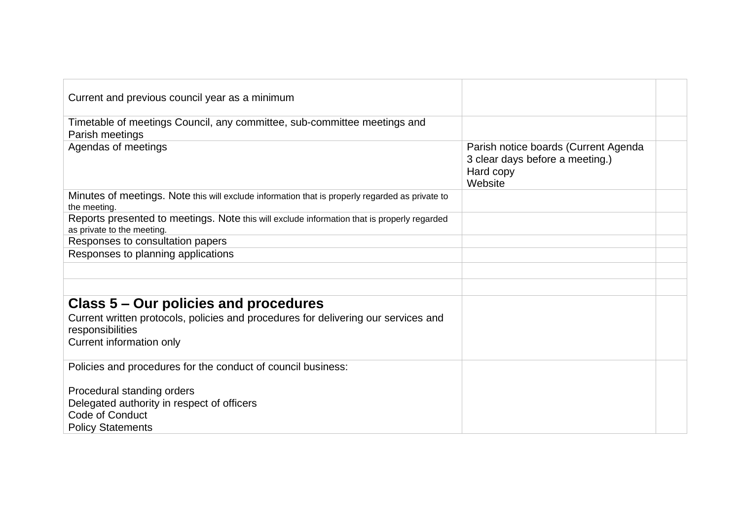| | | |
|---|---|---|
| Current and previous council year as a minimum | | |
| Timetable of meetings Council, any committee, sub-committee meetings and Parish meetings | | |
| Agendas of meetings | Parish notice boards (Current Agenda 3 clear days before a meeting.)<br>Hard copy<br>Website | |
| Minutes of meetings. Note this will exclude information that is properly regarded as private to the meeting. | | |
| Reports presented to meetings. Note this will exclude information that is properly regarded as private to the meeting. | | |
| Responses to consultation papers | | |
| Responses to planning applications | | |
| | | |
| | | |
| **Class 5 – Our policies and procedures**<br>Current written protocols, policies and procedures for delivering our services and responsibilities<br>Current information only | | |
| Policies and procedures for the conduct of council business:<br><br>Procedural standing orders<br>Delegated authority in respect of officers<br>Code of Conduct<br>Policy Statements | | |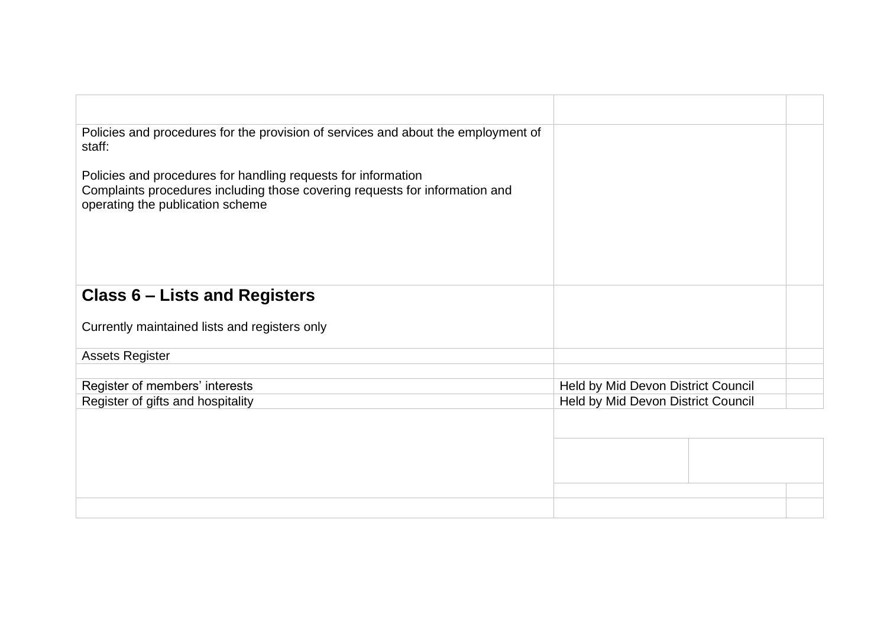| | | |
|---|---|---|
| | | |
| Policies and procedures for the provision of services and about the employment of staff:<br><br>Policies and procedures for handling requests for information<br>Complaints procedures including those covering requests for information and operating the publication scheme | | |
| **Class 6 – Lists and Registers**<br><br>Currently maintained lists and registers only | | |
| Assets Register | | |
| | | |
| Register of members' interests | Held by Mid Devon District Council | |
| Register of gifts and hospitality | Held by Mid Devon District Council | |
| | | |
| | | |
| | | |
| | | |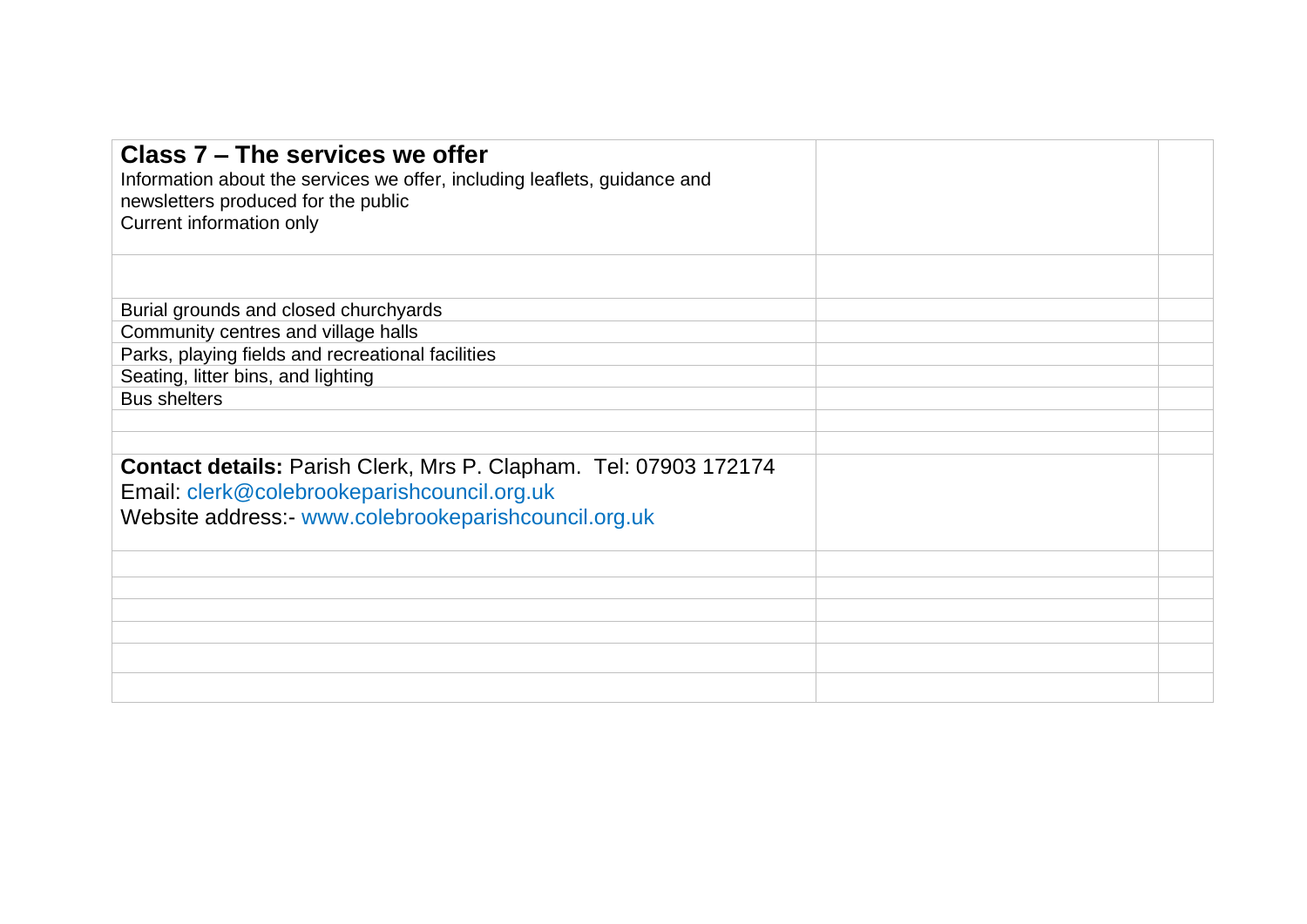| | | |
|---|---|---|
| **Class 7 – The services we offer**<br>Information about the services we offer, including leaflets, guidance and newsletters produced for the public<br>Current information only | | |
| | | |
| Burial grounds and closed churchyards | | |
| Community centres and village halls | | |
| Parks, playing fields and recreational facilities | | |
| Seating, litter bins, and lighting | | |
| Bus shelters | | |
| | | |
| | | |
| **Contact details:** Parish Clerk, Mrs P. Clapham. Tel: 07903 172174<br>Email: clerk@colebrookeparishcouncil.org.uk<br>Website address:- www.colebrookeparishcouncil.org.uk | | |
| | | |
| | | |
| | | |
| | | |
| | | |
| | | |